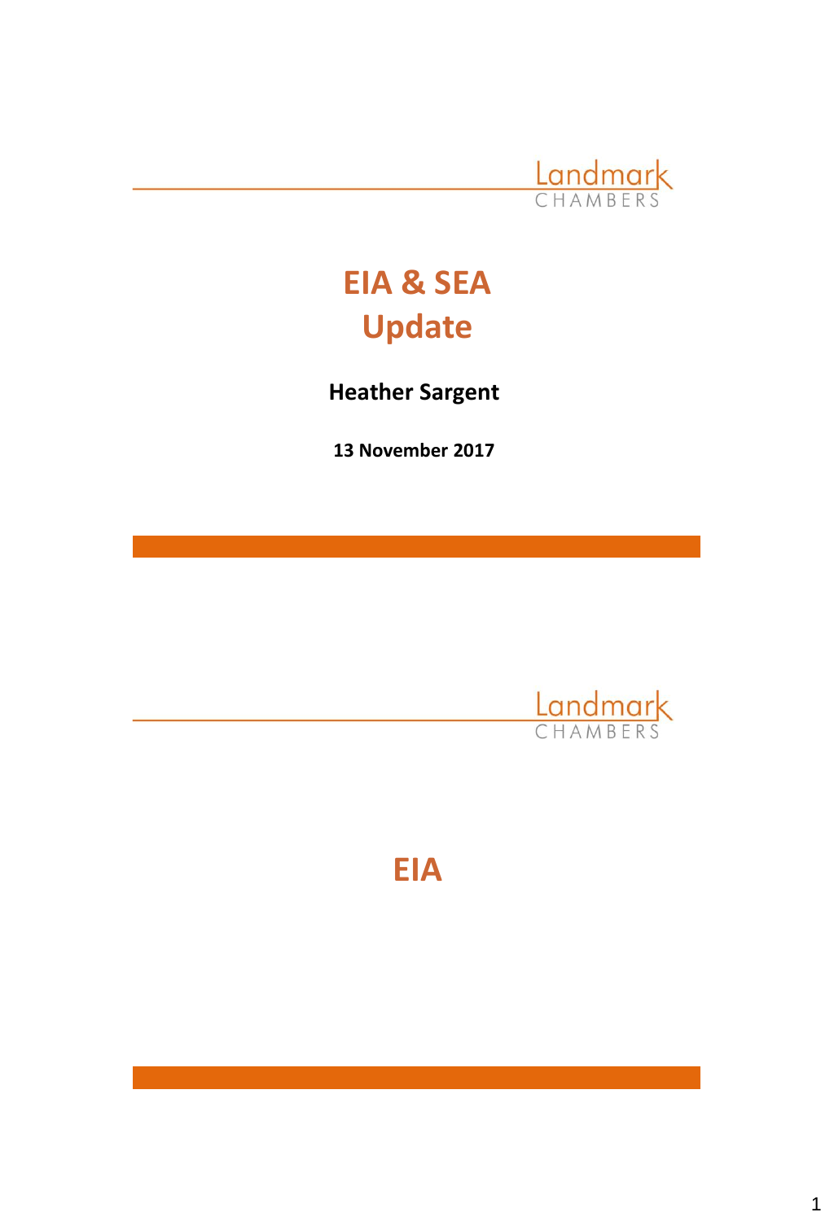Landmark CHAMBERS

# EIA & SEA Update

**Heather Sargent**

**13 November 2017**

Landmark CHAMBERS

# EIA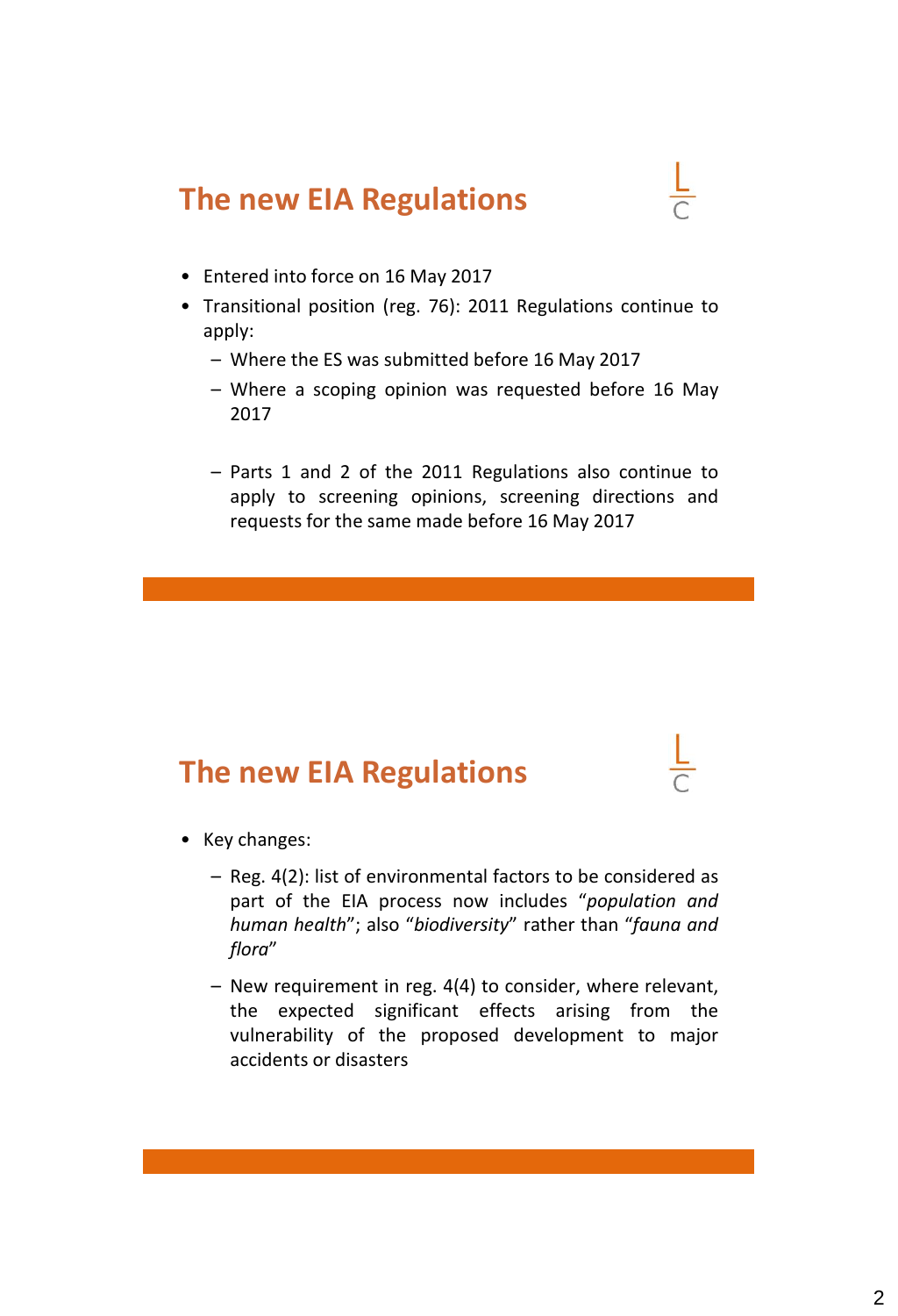## The new EIA Regulations

- Entered into force on 16 May 2017
- Transitional position (reg. 76): 2011 Regulations continue to apply:
  - Where the ES was submitted before 16 May 2017
  - Where a scoping opinion was requested before 16 May 2017
  - Parts 1 and 2 of the 2011 Regulations also continue to apply to screening opinions, screening directions and requests for the same made before 16 May 2017

## The new EIA Regulations

- Key changes:
  - Reg. 4(2): list of environmental factors to be considered as part of the EIA process now includes "*population and human health*"; also "*biodiversity*" rather than "*fauna and flora*"
  - New requirement in reg. 4(4) to consider, where relevant, the expected significant effects arising from the vulnerability of the proposed development to major accidents or disasters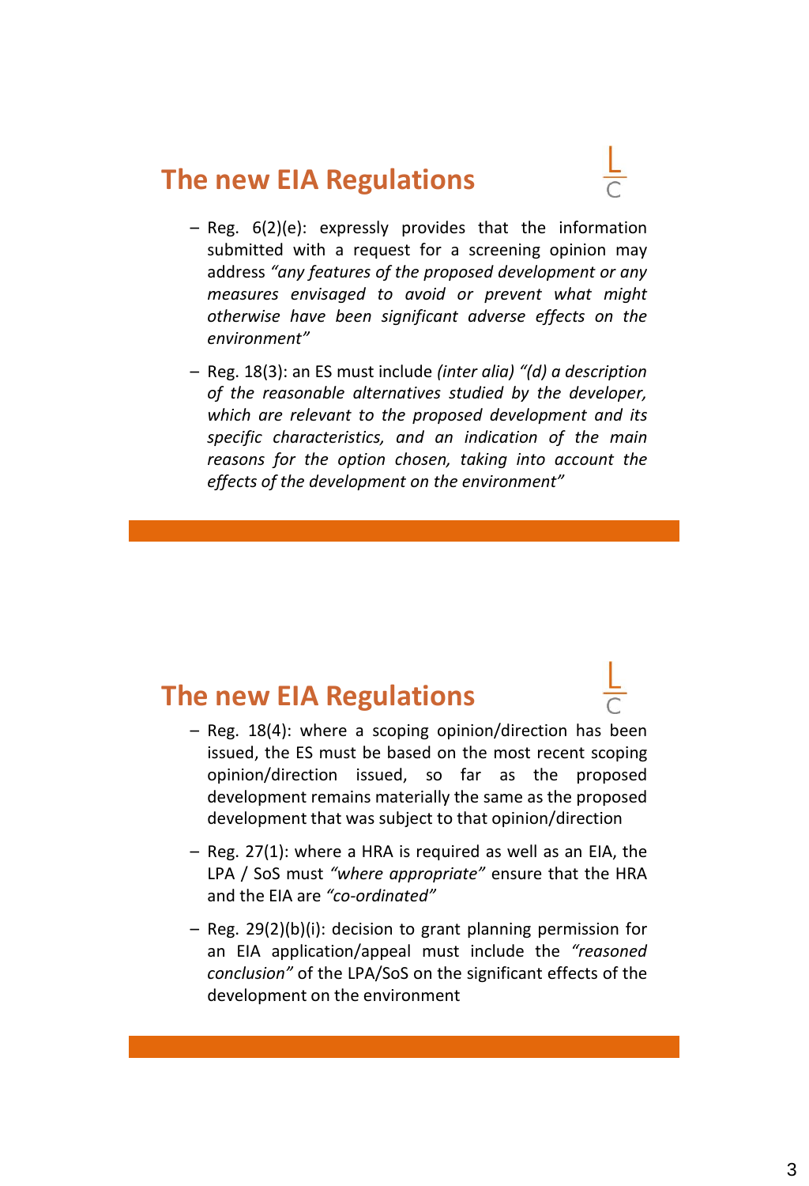## The new EIA Regulations

- Reg. 6(2)(e): expressly provides that the information submitted with a request for a screening opinion may address *"any features of the proposed development or any measures envisaged to avoid or prevent what might otherwise have been significant adverse effects on the environment"*
- Reg. 18(3): an ES must include *(inter alia) "(d) a description of the reasonable alternatives studied by the developer, which are relevant to the proposed development and its specific characteristics, and an indication of the main reasons for the option chosen, taking into account the effects of the development on the environment"*

## The new EIA Regulations

- Reg. 18(4): where a scoping opinion/direction has been issued, the ES must be based on the most recent scoping opinion/direction issued, so far as the proposed development remains materially the same as the proposed development that was subject to that opinion/direction
- Reg. 27(1): where a HRA is required as well as an EIA, the LPA / SoS must *"where appropriate"* ensure that the HRA and the EIA are *"co-ordinated"*
- Reg. 29(2)(b)(i): decision to grant planning permission for an EIA application/appeal must include the *"reasoned conclusion"* of the LPA/SoS on the significant effects of the development on the environment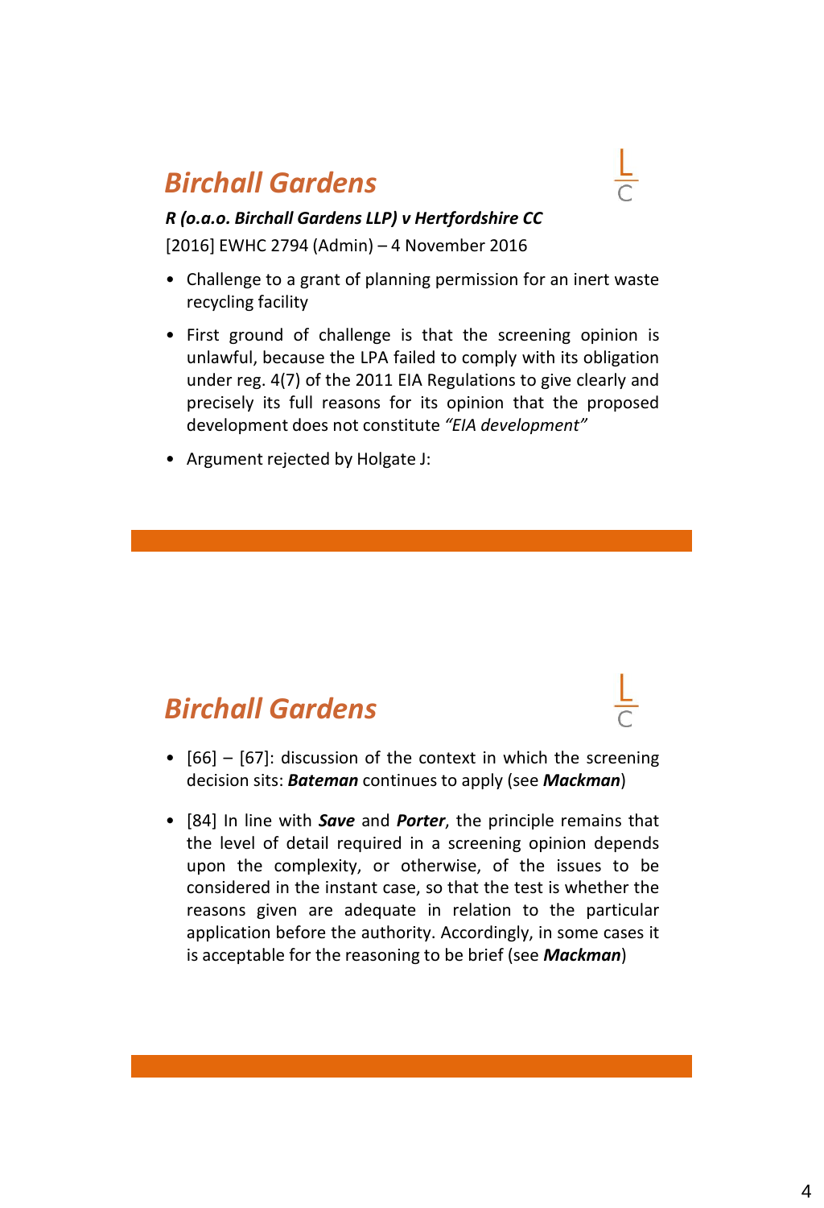## *Birchall Gardens*

***R (o.a.o. Birchall Gardens LLP) v Hertfordshire CC***

[2016] EWHC 2794 (Admin) – 4 November 2016

- Challenge to a grant of planning permission for an inert waste recycling facility
- First ground of challenge is that the screening opinion is unlawful, because the LPA failed to comply with its obligation under reg. 4(7) of the 2011 EIA Regulations to give clearly and precisely its full reasons for its opinion that the proposed development does not constitute *"EIA development"*
- Argument rejected by Holgate J:

## *Birchall Gardens*

- [66] – [67]: discussion of the context in which the screening decision sits: ***Bateman*** continues to apply (see ***Mackman***)
- [84] In line with ***Save*** and ***Porter***, the principle remains that the level of detail required in a screening opinion depends upon the complexity, or otherwise, of the issues to be considered in the instant case, so that the test is whether the reasons given are adequate in relation to the particular application before the authority. Accordingly, in some cases it is acceptable for the reasoning to be brief (see ***Mackman***)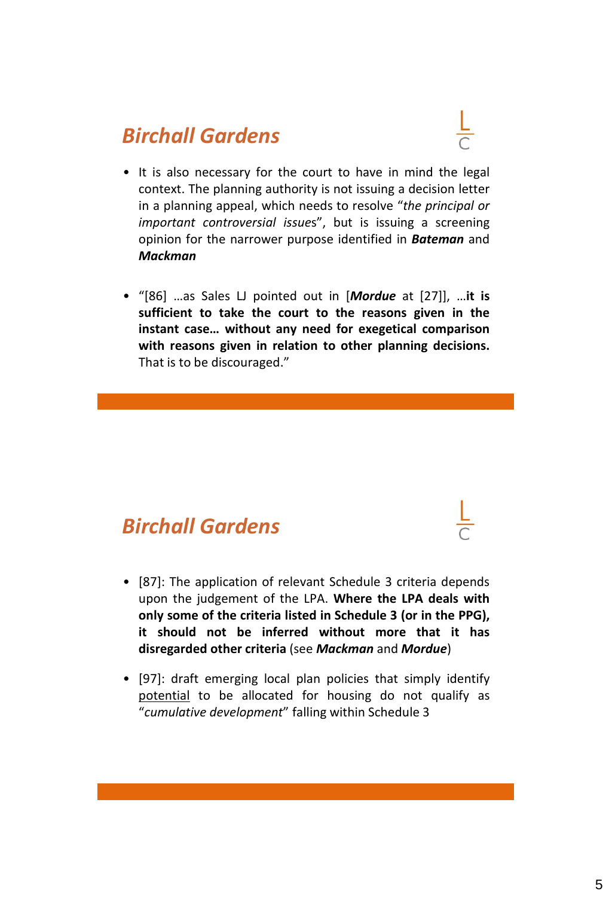## *Birchall Gardens*

- It is also necessary for the court to have in mind the legal context. The planning authority is not issuing a decision letter in a planning appeal, which needs to resolve "*the principal or important controversial issues*", but is issuing a screening opinion for the narrower purpose identified in ***Bateman*** and ***Mackman***
- "[86] …as Sales LJ pointed out in [***Mordue*** at [27]], …**it is sufficient to take the court to the reasons given in the instant case… without any need for exegetical comparison with reasons given in relation to other planning decisions.** That is to be discouraged."

## *Birchall Gardens*

- [87]: The application of relevant Schedule 3 criteria depends upon the judgement of the LPA. **Where the LPA deals with only some of the criteria listed in Schedule 3 (or in the PPG), it should not be inferred without more that it has disregarded other criteria** (see ***Mackman*** and ***Mordue***)
- [97]: draft emerging local plan policies that simply identify <u>potential</u> to be allocated for housing do not qualify as "*cumulative development*" falling within Schedule 3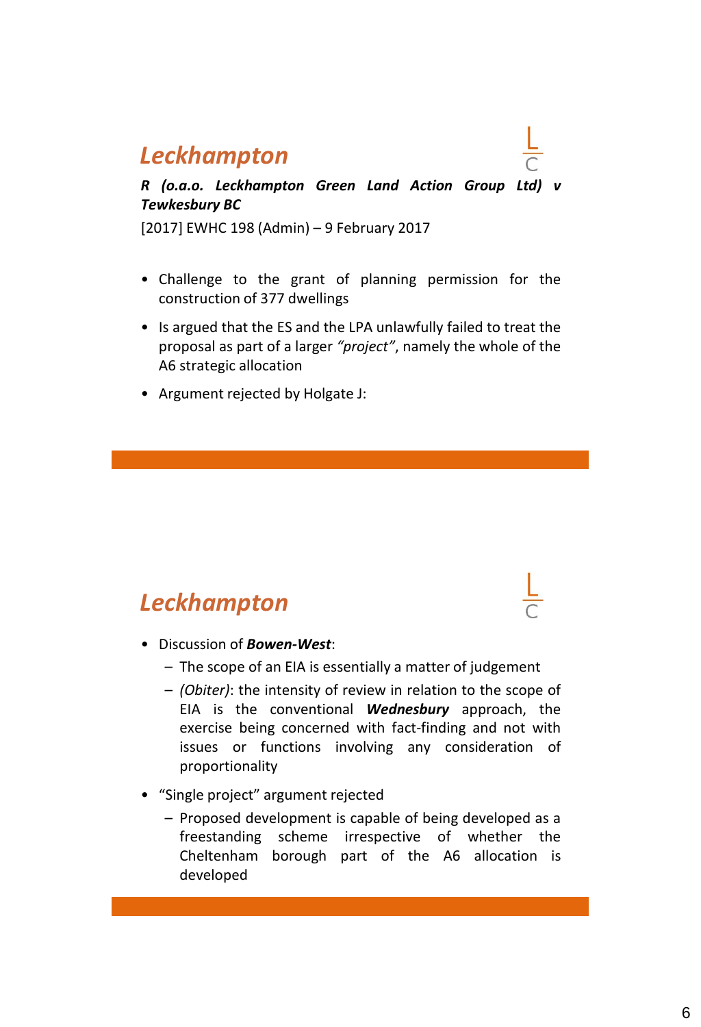## *Leckhampton*

***R (o.a.o. Leckhampton Green Land Action Group Ltd) v Tewkesbury BC***

[2017] EWHC 198 (Admin) – 9 February 2017

- Challenge to the grant of planning permission for the construction of 377 dwellings
- Is argued that the ES and the LPA unlawfully failed to treat the proposal as part of a larger *"project"*, namely the whole of the A6 strategic allocation
- Argument rejected by Holgate J:

## *Leckhampton*

- Discussion of ***Bowen-West***:
  - The scope of an EIA is essentially a matter of judgement
  - *(Obiter)*: the intensity of review in relation to the scope of EIA is the conventional ***Wednesbury*** approach, the exercise being concerned with fact-finding and not with issues or functions involving any consideration of proportionality
- "Single project" argument rejected
  - Proposed development is capable of being developed as a freestanding scheme irrespective of whether the Cheltenham borough part of the A6 allocation is developed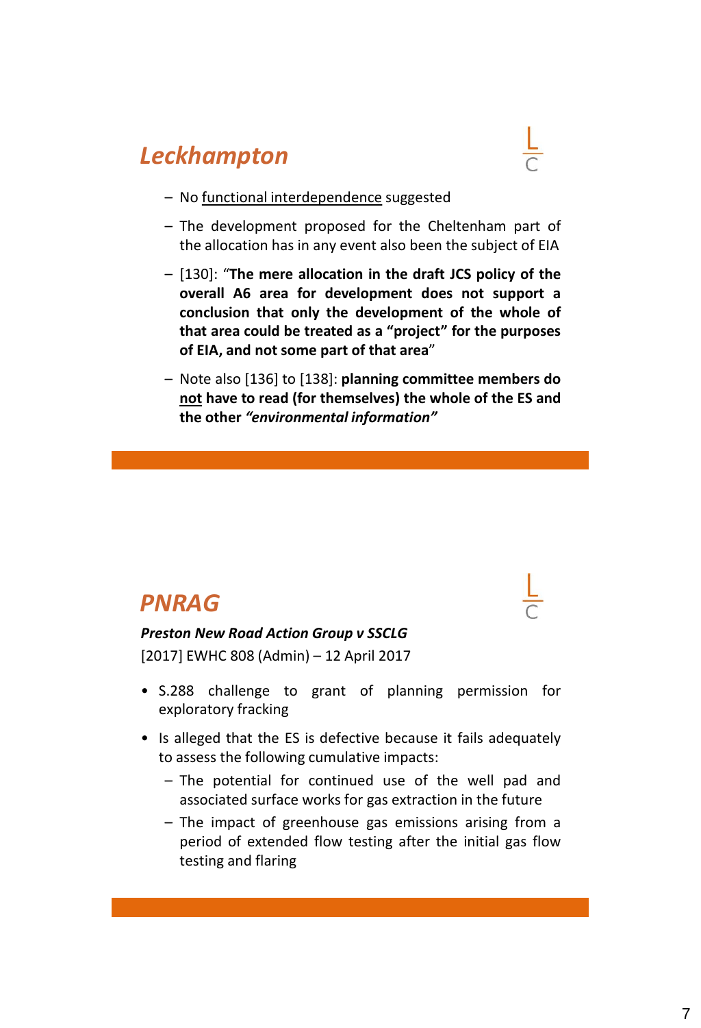## *Leckhampton*

- No functional interdependence suggested
- The development proposed for the Cheltenham part of the allocation has in any event also been the subject of EIA
- [130]: "**The mere allocation in the draft JCS policy of the overall A6 area for development does not support a conclusion that only the development of the whole of that area could be treated as a "project" for the purposes of EIA, and not some part of that area**"
- Note also [136] to [138]: **planning committee members do not have to read (for themselves) the whole of the ES and the other *"environmental information"***

## *PNRAG*

***Preston New Road Action Group v SSCLG***

[2017] EWHC 808 (Admin) – 12 April 2017

- S.288 challenge to grant of planning permission for exploratory fracking
- Is alleged that the ES is defective because it fails adequately to assess the following cumulative impacts:
  - The potential for continued use of the well pad and associated surface works for gas extraction in the future
  - The impact of greenhouse gas emissions arising from a period of extended flow testing after the initial gas flow testing and flaring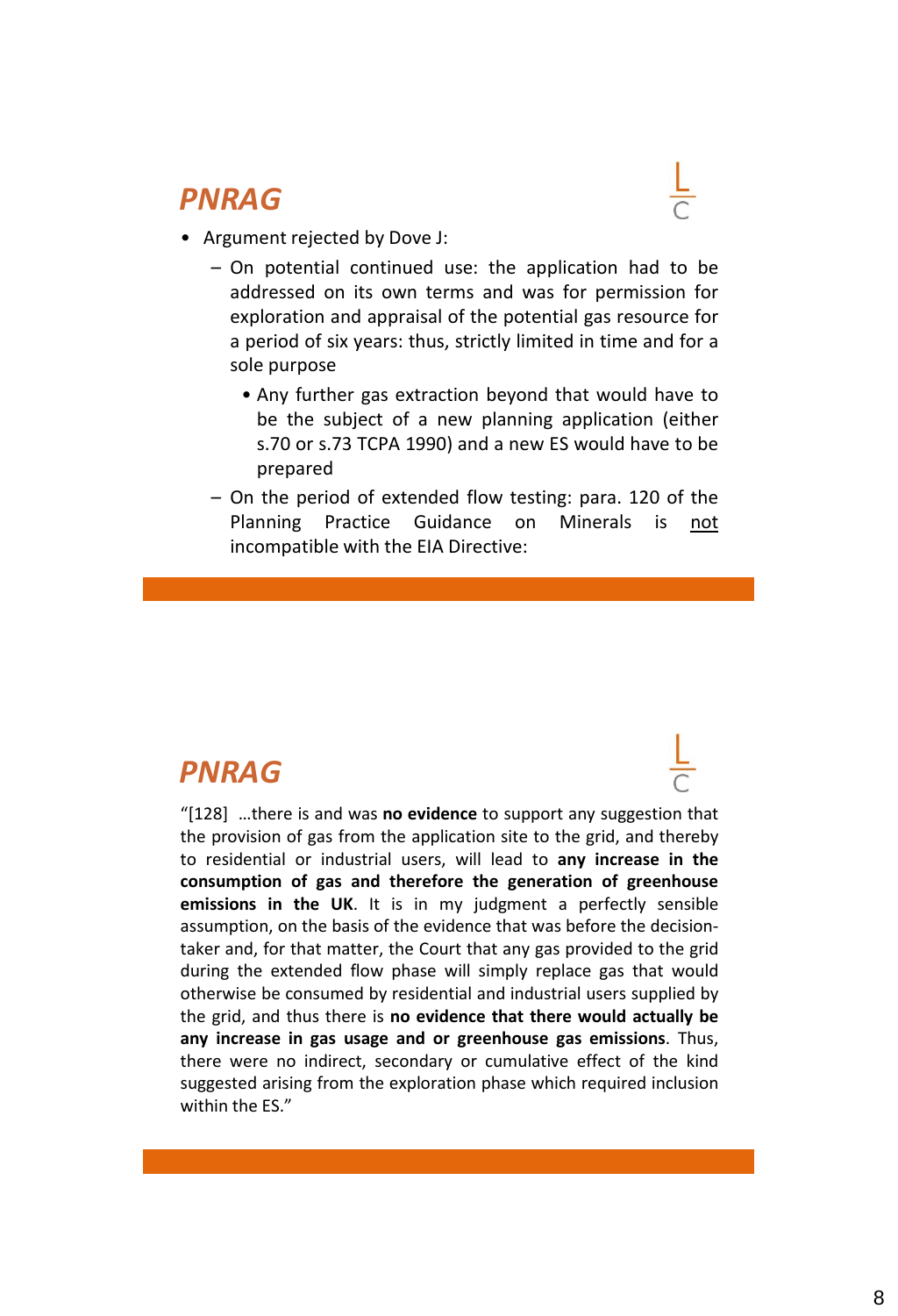## *PNRAG*

- Argument rejected by Dove J:
  - On potential continued use: the application had to be addressed on its own terms and was for permission for exploration and appraisal of the potential gas resource for a period of six years: thus, strictly limited in time and for a sole purpose
    - Any further gas extraction beyond that would have to be the subject of a new planning application (either s.70 or s.73 TCPA 1990) and a new ES would have to be prepared
  - On the period of extended flow testing: para. 120 of the Planning Practice Guidance on Minerals is <u>not</u> incompatible with the EIA Directive:

## *PNRAG*

"[128] …there is and was **no evidence** to support any suggestion that the provision of gas from the application site to the grid, and thereby to residential or industrial users, will lead to **any increase in the consumption of gas and therefore the generation of greenhouse emissions in the UK**. It is in my judgment a perfectly sensible assumption, on the basis of the evidence that was before the decision-taker and, for that matter, the Court that any gas provided to the grid during the extended flow phase will simply replace gas that would otherwise be consumed by residential and industrial users supplied by the grid, and thus there is **no evidence that there would actually be any increase in gas usage and or greenhouse gas emissions**. Thus, there were no indirect, secondary or cumulative effect of the kind suggested arising from the exploration phase which required inclusion within the ES."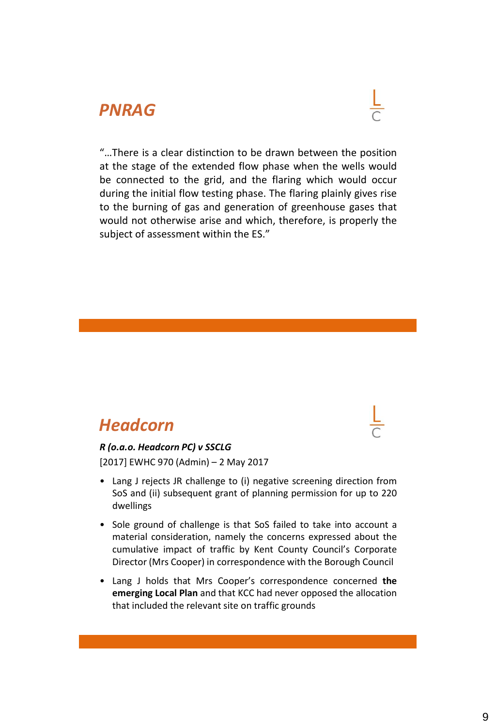## *PNRAG*

"…There is a clear distinction to be drawn between the position at the stage of the extended flow phase when the wells would be connected to the grid, and the flaring which would occur during the initial flow testing phase. The flaring plainly gives rise to the burning of gas and generation of greenhouse gases that would not otherwise arise and which, therefore, is properly the subject of assessment within the ES."

## *Headcorn*

***R (o.a.o. Headcorn PC) v SSCLG***

[2017] EWHC 970 (Admin) – 2 May 2017

- Lang J rejects JR challenge to (i) negative screening direction from SoS and (ii) subsequent grant of planning permission for up to 220 dwellings
- Sole ground of challenge is that SoS failed to take into account a material consideration, namely the concerns expressed about the cumulative impact of traffic by Kent County Council's Corporate Director (Mrs Cooper) in correspondence with the Borough Council
- Lang J holds that Mrs Cooper's correspondence concerned **the emerging Local Plan** and that KCC had never opposed the allocation that included the relevant site on traffic grounds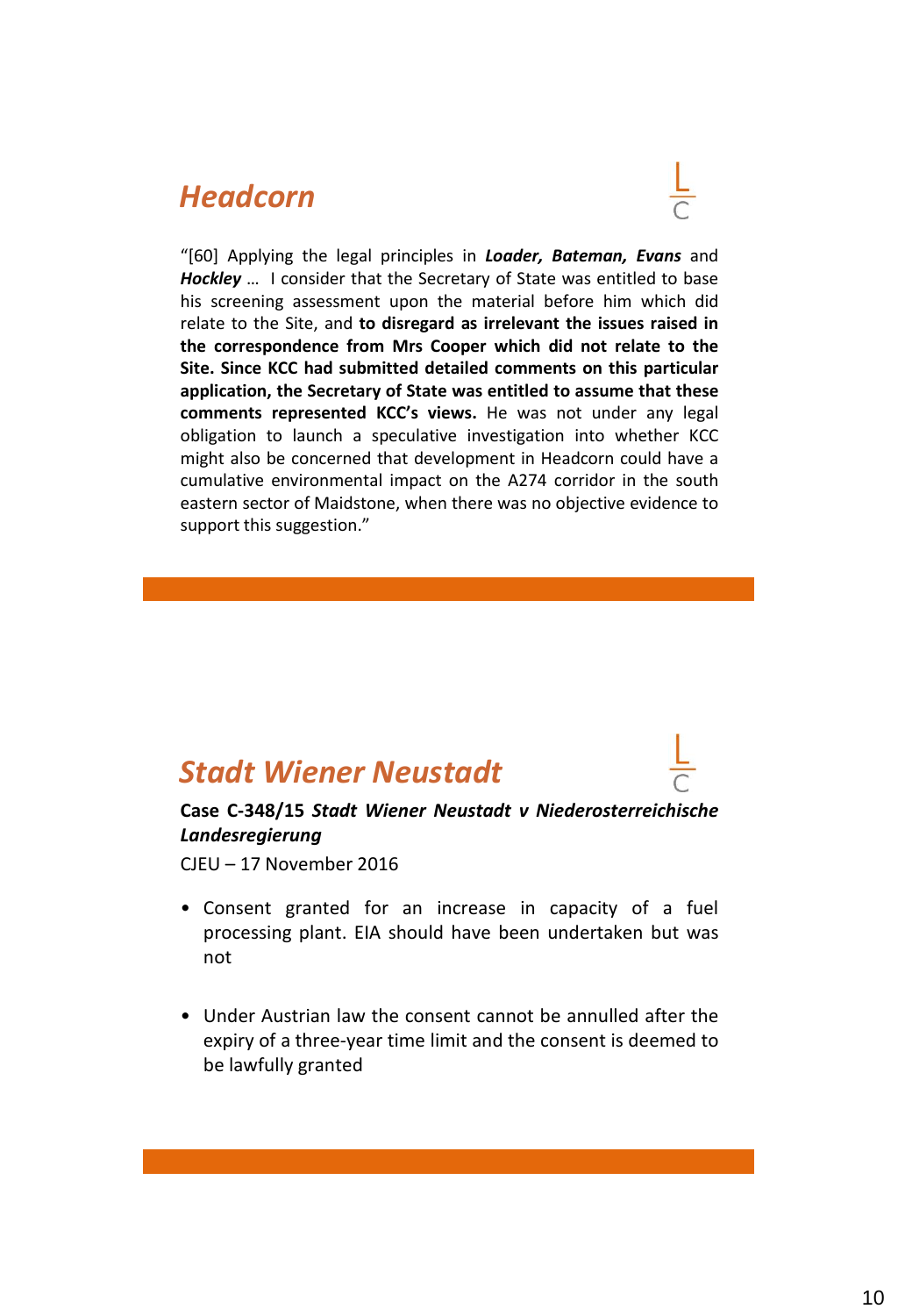## *Headcorn*

"[60] Applying the legal principles in ***Loader, Bateman, Evans*** and ***Hockley*** … I consider that the Secretary of State was entitled to base his screening assessment upon the material before him which did relate to the Site, and **to disregard as irrelevant the issues raised in the correspondence from Mrs Cooper which did not relate to the Site. Since KCC had submitted detailed comments on this particular application, the Secretary of State was entitled to assume that these comments represented KCC's views.** He was not under any legal obligation to launch a speculative investigation into whether KCC might also be concerned that development in Headcorn could have a cumulative environmental impact on the A274 corridor in the south eastern sector of Maidstone, when there was no objective evidence to support this suggestion."

## *Stadt Wiener Neustadt*

**Case C-348/15 *Stadt Wiener Neustadt v Niederosterreichische Landesregierung***

CJEU – 17 November 2016

- Consent granted for an increase in capacity of a fuel processing plant. EIA should have been undertaken but was not
- Under Austrian law the consent cannot be annulled after the expiry of a three-year time limit and the consent is deemed to be lawfully granted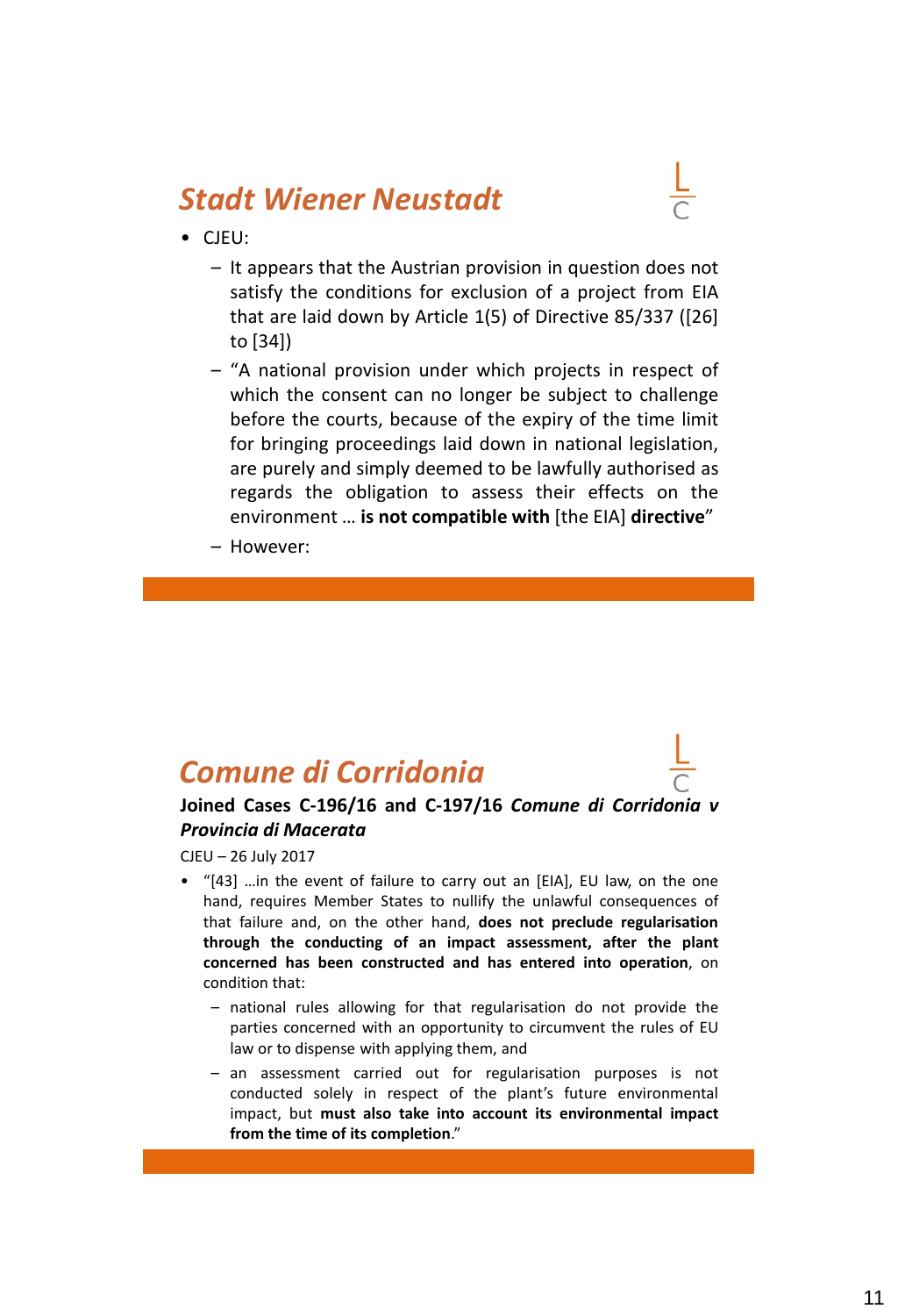## *Stadt Wiener Neustadt*

- CJEU:
  - It appears that the Austrian provision in question does not satisfy the conditions for exclusion of a project from EIA that are laid down by Article 1(5) of Directive 85/337 ([26] to [34])
  - "A national provision under which projects in respect of which the consent can no longer be subject to challenge before the courts, because of the expiry of the time limit for bringing proceedings laid down in national legislation, are purely and simply deemed to be lawfully authorised as regards the obligation to assess their effects on the environment … **is not compatible with** [the EIA] **directive**"
  - However:

## *Comune di Corridonia*

**Joined Cases C-196/16 and C-197/16 *Comune di Corridonia v Provincia di Macerata***

CJEU – 26 July 2017

- "[43] …in the event of failure to carry out an [EIA], EU law, on the one hand, requires Member States to nullify the unlawful consequences of that failure and, on the other hand, **does not preclude regularisation through the conducting of an impact assessment, after the plant concerned has been constructed and has entered into operation**, on condition that:
  - national rules allowing for that regularisation do not provide the parties concerned with an opportunity to circumvent the rules of EU law or to dispense with applying them, and
  - an assessment carried out for regularisation purposes is not conducted solely in respect of the plant's future environmental impact, but **must also take into account its environmental impact from the time of its completion**."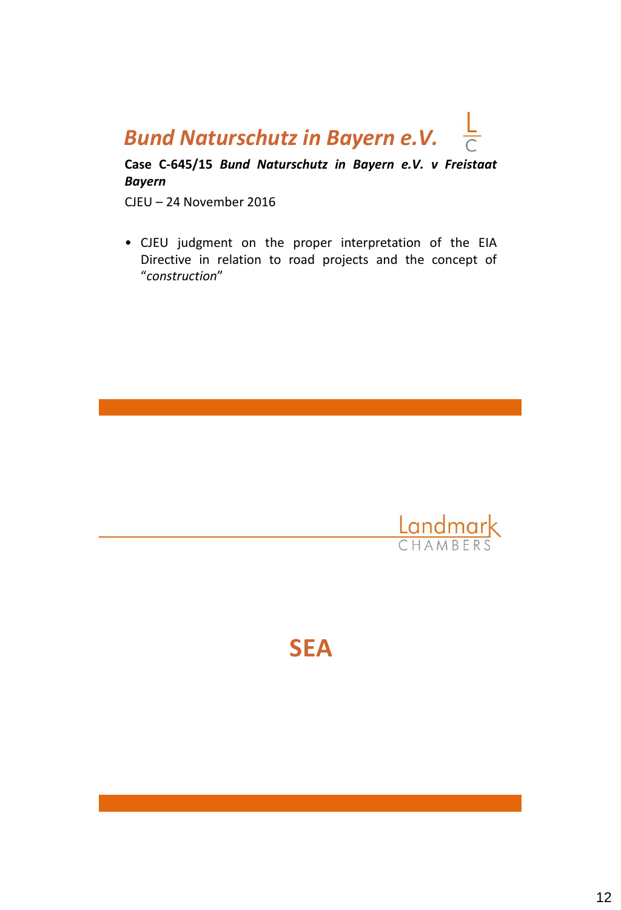## *Bund Naturschutz in Bayern e.V.*

**Case C-645/15 *Bund Naturschutz in Bayern e.V. v Freistaat Bayern***

CJEU – 24 November 2016

- CJEU judgment on the proper interpretation of the EIA Directive in relation to road projects and the concept of "*construction*"

# SEA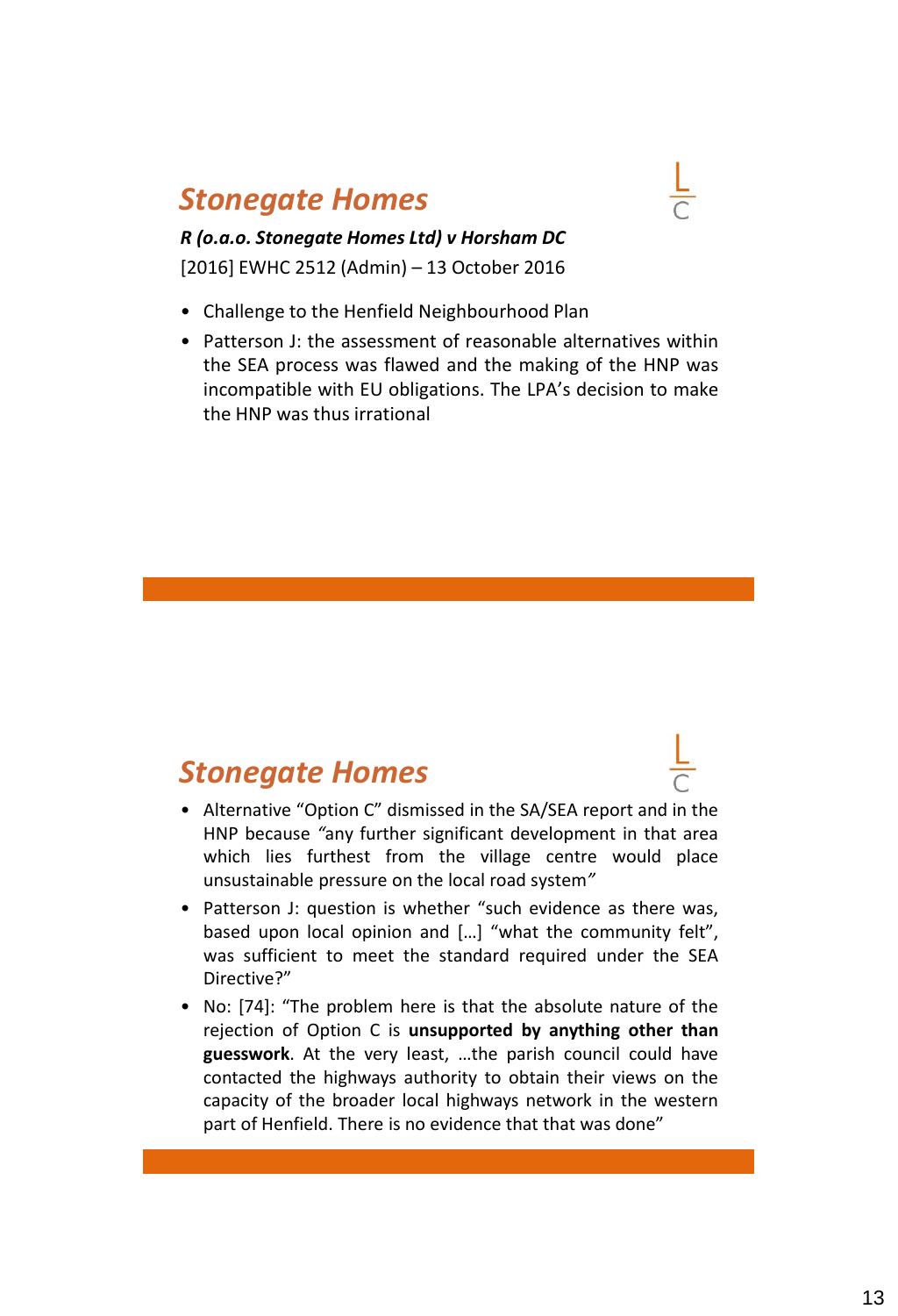## *Stonegate Homes*

***R (o.a.o. Stonegate Homes Ltd) v Horsham DC***

[2016] EWHC 2512 (Admin) – 13 October 2016

- Challenge to the Henfield Neighbourhood Plan
- Patterson J: the assessment of reasonable alternatives within the SEA process was flawed and the making of the HNP was incompatible with EU obligations. The LPA's decision to make the HNP was thus irrational

## *Stonegate Homes*

- Alternative "Option C" dismissed in the SA/SEA report and in the HNP because *"*any further significant development in that area which lies furthest from the village centre would place unsustainable pressure on the local road system*"*
- Patterson J: question is whether "such evidence as there was, based upon local opinion and […] "what the community felt", was sufficient to meet the standard required under the SEA Directive?"
- No: [74]: "The problem here is that the absolute nature of the rejection of Option C is **unsupported by anything other than guesswork**. At the very least, …the parish council could have contacted the highways authority to obtain their views on the capacity of the broader local highways network in the western part of Henfield. There is no evidence that that was done"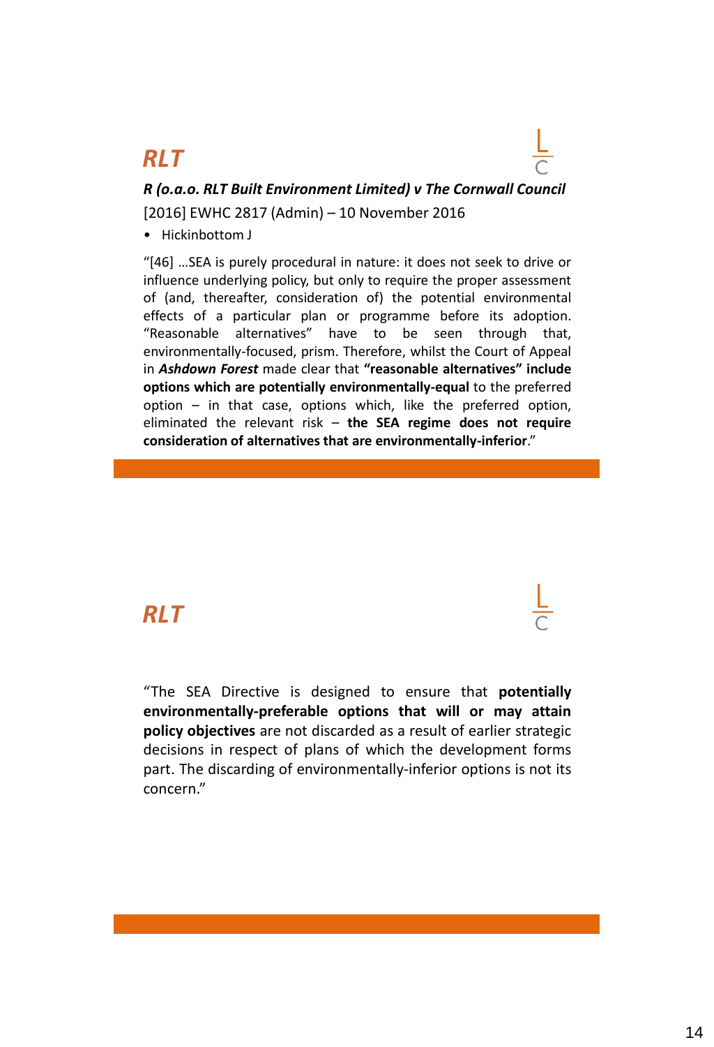## RLT

***R (o.a.o. RLT Built Environment Limited) v The Cornwall Council***

[2016] EWHC 2817 (Admin) – 10 November 2016

- Hickinbottom J

"[46] …SEA is purely procedural in nature: it does not seek to drive or influence underlying policy, but only to require the proper assessment of (and, thereafter, consideration of) the potential environmental effects of a particular plan or programme before its adoption. "Reasonable alternatives" have to be seen through that, environmentally-focused, prism. Therefore, whilst the Court of Appeal in ***Ashdown Forest*** made clear that **"reasonable alternatives" include options which are potentially environmentally-equal** to the preferred option – in that case, options which, like the preferred option, eliminated the relevant risk – **the SEA regime does not require consideration of alternatives that are environmentally-inferior**."

## RLT

"The SEA Directive is designed to ensure that **potentially environmentally-preferable options that will or may attain policy objectives** are not discarded as a result of earlier strategic decisions in respect of plans of which the development forms part. The discarding of environmentally-inferior options is not its concern."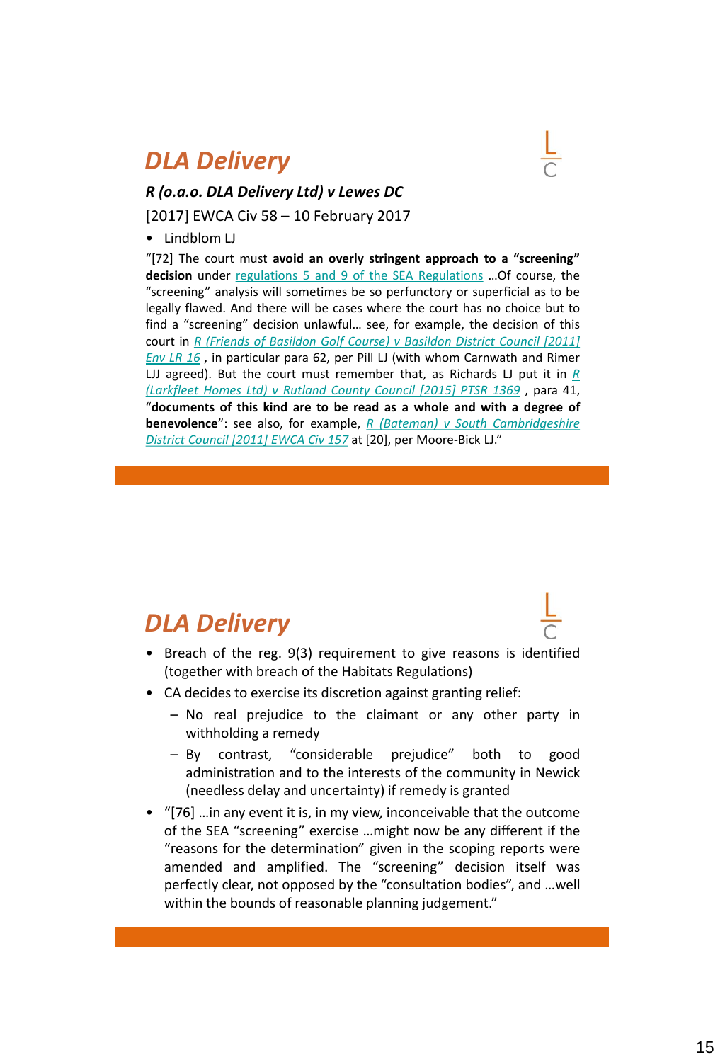## *DLA Delivery*

***R (o.a.o. DLA Delivery Ltd) v Lewes DC***

[2017] EWCA Civ 58 – 10 February 2017

- Lindblom LJ

"[72] The court must **avoid an overly stringent approach to a "screening" decision** under regulations 5 and 9 of the SEA Regulations …Of course, the "screening" analysis will sometimes be so perfunctory or superficial as to be legally flawed. And there will be cases where the court has no choice but to find a "screening" decision unlawful… see, for example, the decision of this court in *R (Friends of Basildon Golf Course) v Basildon District Council [2011] Env LR 16*, in particular para 62, per Pill LJ (with whom Carnwath and Rimer LJJ agreed). But the court must remember that, as Richards LJ put it in *R (Larkfleet Homes Ltd) v Rutland County Council [2015] PTSR 1369*, para 41, "**documents of this kind are to be read as a whole and with a degree of benevolence**": see also, for example, *R (Bateman) v South Cambridgeshire District Council [2011] EWCA Civ 157* at [20], per Moore-Bick LJ."

## *DLA Delivery*

- Breach of the reg. 9(3) requirement to give reasons is identified (together with breach of the Habitats Regulations)
- CA decides to exercise its discretion against granting relief:
  - No real prejudice to the claimant or any other party in withholding a remedy
  - By contrast, "considerable prejudice" both to good administration and to the interests of the community in Newick (needless delay and uncertainty) if remedy is granted
- "[76] …in any event it is, in my view, inconceivable that the outcome of the SEA "screening" exercise …might now be any different if the "reasons for the determination" given in the scoping reports were amended and amplified. The "screening" decision itself was perfectly clear, not opposed by the "consultation bodies", and …well within the bounds of reasonable planning judgement."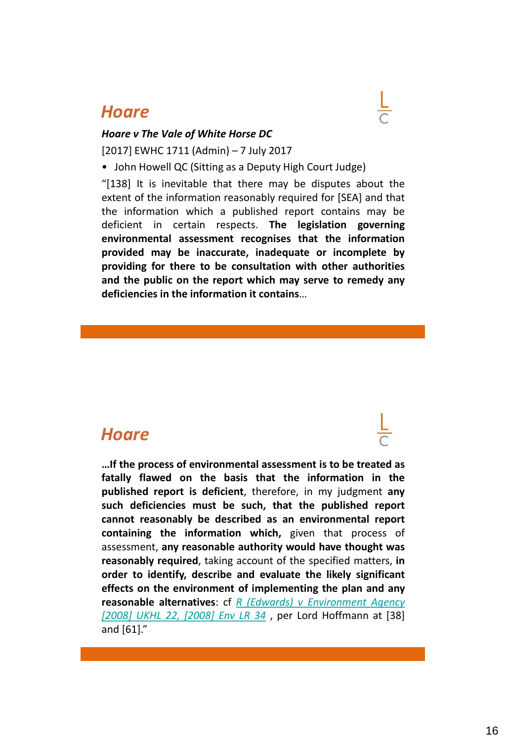## *Hoare*

***Hoare v The Vale of White Horse DC***

[2017] EWHC 1711 (Admin) – 7 July 2017

- John Howell QC (Sitting as a Deputy High Court Judge)

"[138] It is inevitable that there may be disputes about the extent of the information reasonably required for [SEA] and that the information which a published report contains may be deficient in certain respects. **The legislation governing environmental assessment recognises that the information provided may be inaccurate, inadequate or incomplete by providing for there to be consultation with other authorities and the public on the report which may serve to remedy any deficiencies in the information it contains**…

## *Hoare*

**…If the process of environmental assessment is to be treated as fatally flawed on the basis that the information in the published report is deficient**, therefore, in my judgment **any such deficiencies must be such, that the published report cannot reasonably be described as an environmental report containing the information which,** given that process of assessment, **any reasonable authority would have thought was reasonably required**, taking account of the specified matters, **in order to identify, describe and evaluate the likely significant effects on the environment of implementing the plan and any reasonable alternatives**: cf *R (Edwards) v Environment Agency [2008] UKHL 22, [2008] Env LR 34* , per Lord Hoffmann at [38] and [61]."